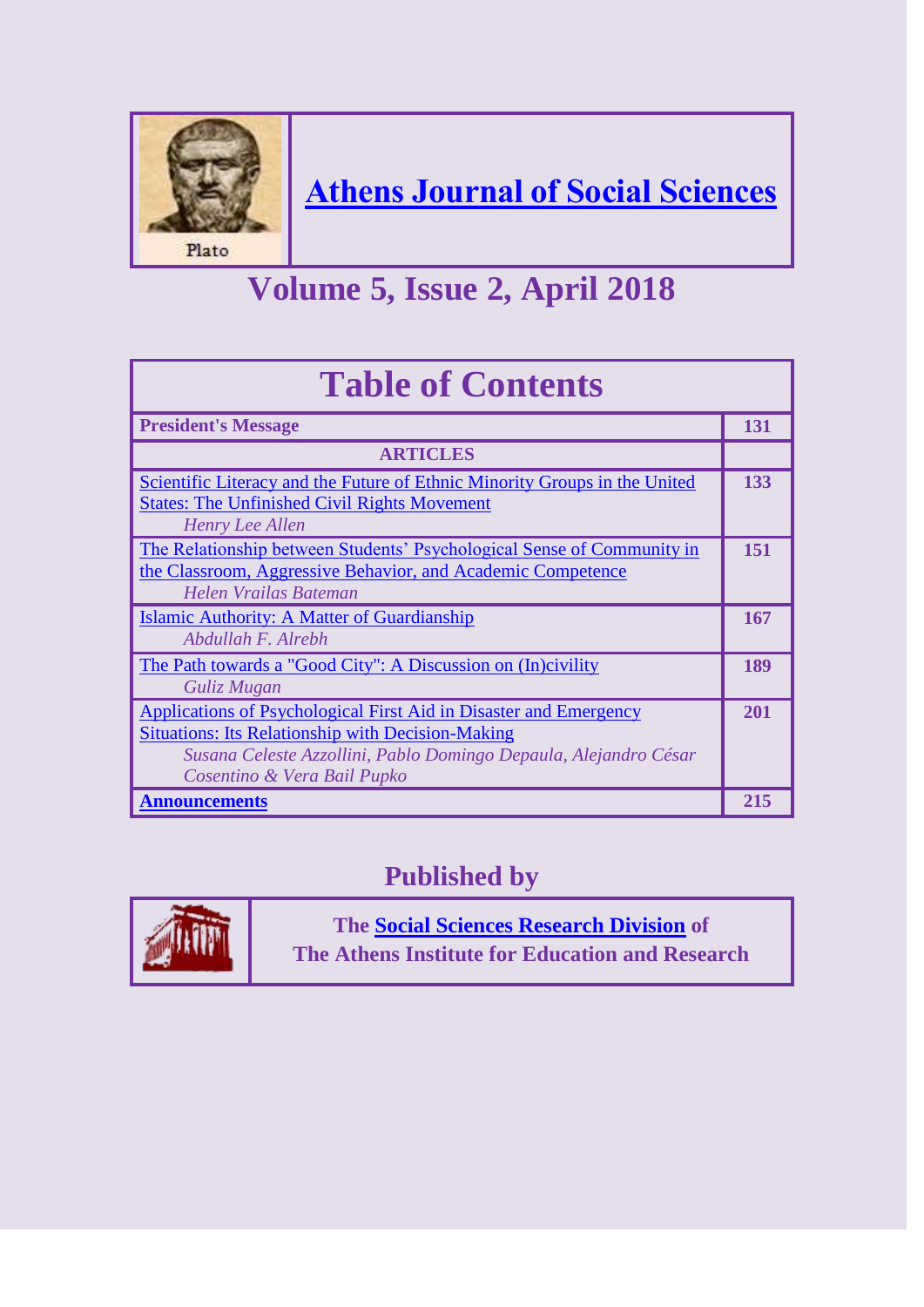Plato

# Athens Journal of Social Sciences

## Volume 5, Issue 2, April 2018

| Table of Contents | |
|---|---|
| **President's Message** | **131** |
| **ARTICLES** | |
| Scientific Literacy and the Future of Ethnic Minority Groups in the United States: The Unfinished Civil Rights Movement<br>*Henry Lee Allen* | **133** |
| The Relationship between Students' Psychological Sense of Community in the Classroom, Aggressive Behavior, and Academic Competence<br>*Helen Vrailas Bateman* | **151** |
| Islamic Authority: A Matter of Guardianship<br>*Abdullah F. Alrebh* | **167** |
| The Path towards a "Good City": A Discussion on (In)civility<br>*Guliz Mugan* | **189** |
| Applications of Psychological First Aid in Disaster and Emergency Situations: Its Relationship with Decision-Making<br>*Susana Celeste Azzollini, Pablo Domingo Depaula, Alejandro César Cosentino & Vera Bail Pupko* | **201** |
| **Announcements** | **215** |

## Published by

**The Social Sciences Research Division of**
**The Athens Institute for Education and Research**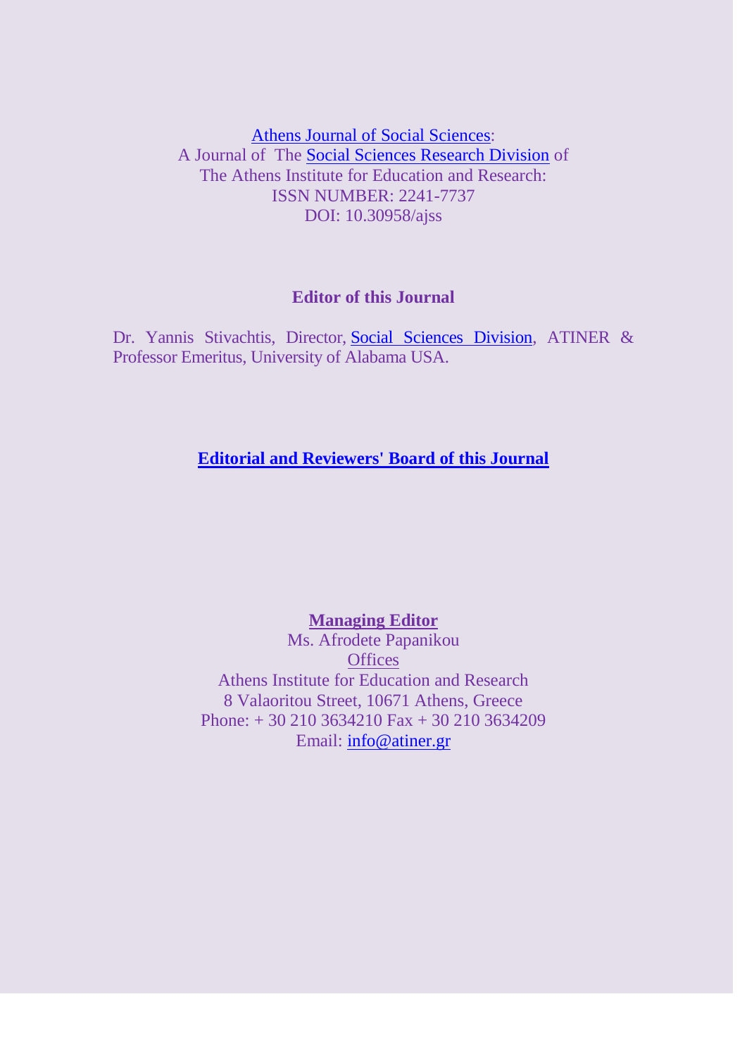Athens Journal of Social Sciences:
A Journal of The Social Sciences Research Division of
The Athens Institute for Education and Research:
ISSN NUMBER: 2241-7737
DOI: 10.30958/ajss

**Editor of this Journal**

Dr. Yannis Stivachtis, Director, Social Sciences Division, ATINER & Professor Emeritus, University of Alabama USA.

**Editorial and Reviewers' Board of this Journal**

**Managing Editor**
Ms. Afrodete Papanikou
Offices
Athens Institute for Education and Research
8 Valaoritou Street, 10671 Athens, Greece
Phone: + 30 210 3634210 Fax + 30 210 3634209
Email: info@atiner.gr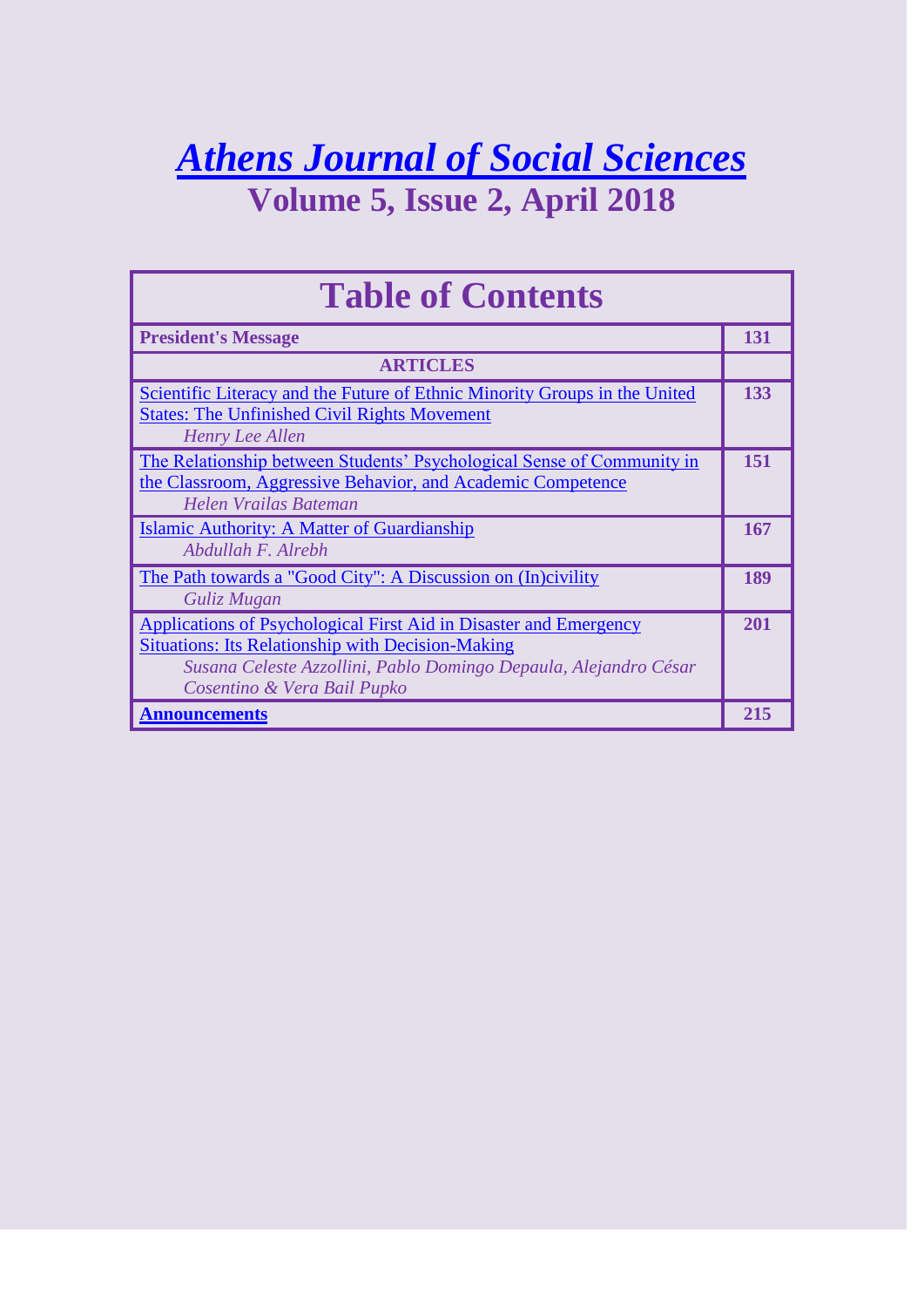# Athens Journal of Social Sciences

## Volume 5, Issue 2, April 2018

| Table of Contents | |
|---|---|
| **President's Message** | **131** |
| **ARTICLES** | |
| Scientific Literacy and the Future of Ethnic Minority Groups in the United States: The Unfinished Civil Rights Movement<br>*Henry Lee Allen* | **133** |
| The Relationship between Students' Psychological Sense of Community in the Classroom, Aggressive Behavior, and Academic Competence<br>*Helen Vrailas Bateman* | **151** |
| Islamic Authority: A Matter of Guardianship<br>*Abdullah F. Alrebh* | **167** |
| The Path towards a "Good City": A Discussion on (In)civility<br>*Guliz Mugan* | **189** |
| Applications of Psychological First Aid in Disaster and Emergency Situations: Its Relationship with Decision-Making<br>*Susana Celeste Azzollini, Pablo Domingo Depaula, Alejandro César Cosentino & Vera Bail Pupko* | **201** |
| **Announcements** | **215** |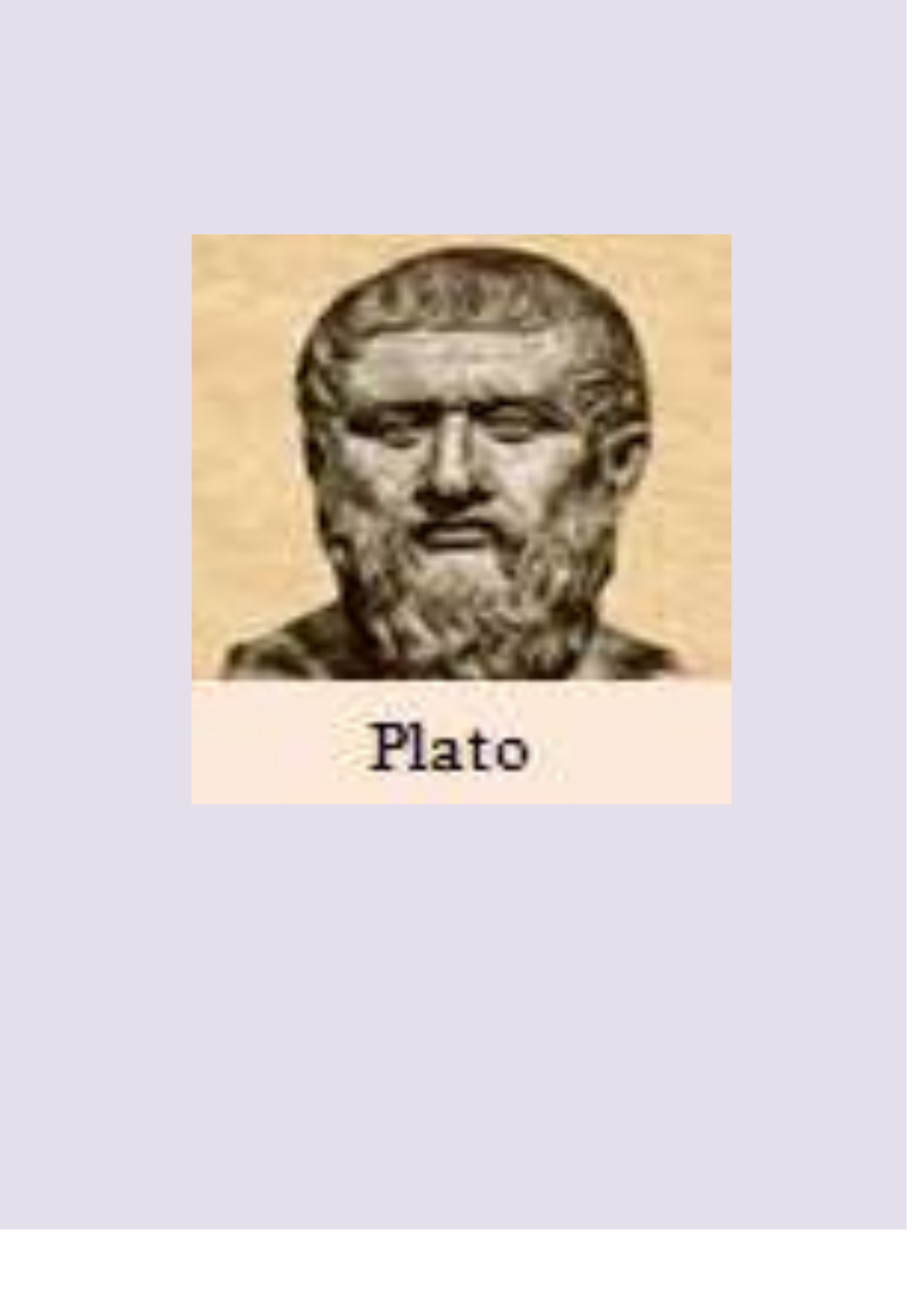Plato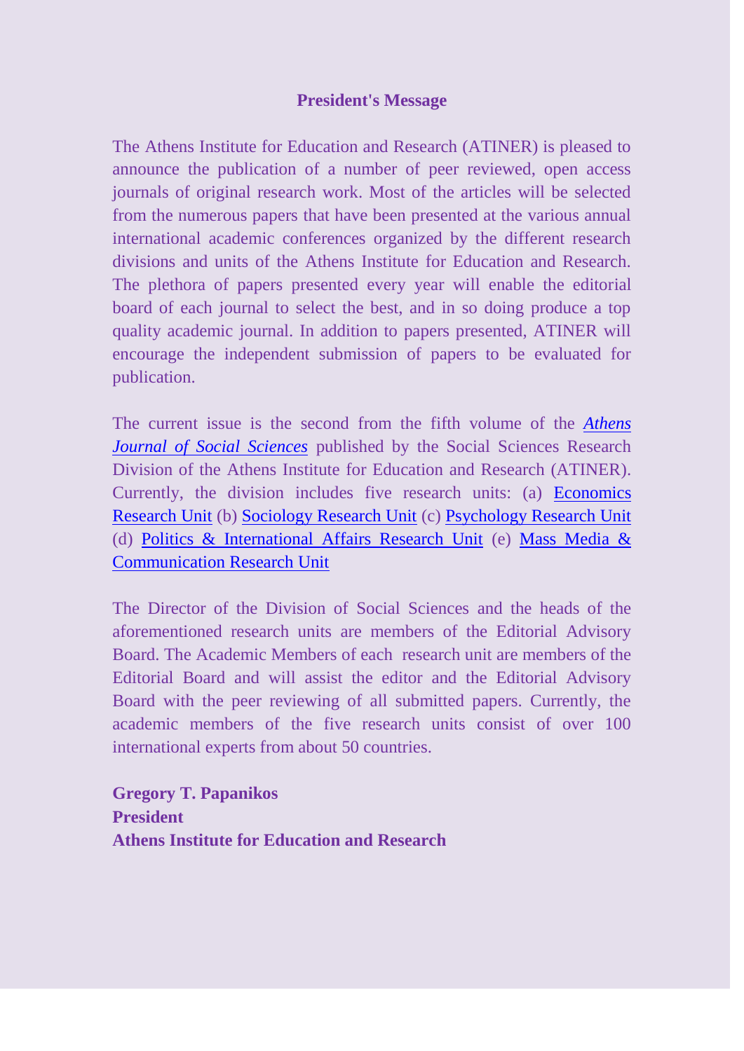## President's Message

The Athens Institute for Education and Research (ATINER) is pleased to announce the publication of a number of peer reviewed, open access journals of original research work. Most of the articles will be selected from the numerous papers that have been presented at the various annual international academic conferences organized by the different research divisions and units of the Athens Institute for Education and Research. The plethora of papers presented every year will enable the editorial board of each journal to select the best, and in so doing produce a top quality academic journal. In addition to papers presented, ATINER will encourage the independent submission of papers to be evaluated for publication.

The current issue is the second from the fifth volume of the *Athens Journal of Social Sciences* published by the Social Sciences Research Division of the Athens Institute for Education and Research (ATINER). Currently, the division includes five research units: (a) Economics Research Unit (b) Sociology Research Unit (c) Psychology Research Unit (d) Politics & International Affairs Research Unit (e) Mass Media & Communication Research Unit

The Director of the Division of Social Sciences and the heads of the aforementioned research units are members of the Editorial Advisory Board. The Academic Members of each research unit are members of the Editorial Board and will assist the editor and the Editorial Advisory Board with the peer reviewing of all submitted papers. Currently, the academic members of the five research units consist of over 100 international experts from about 50 countries.

**Gregory T. Papanikos**
**President**
**Athens Institute for Education and Research**